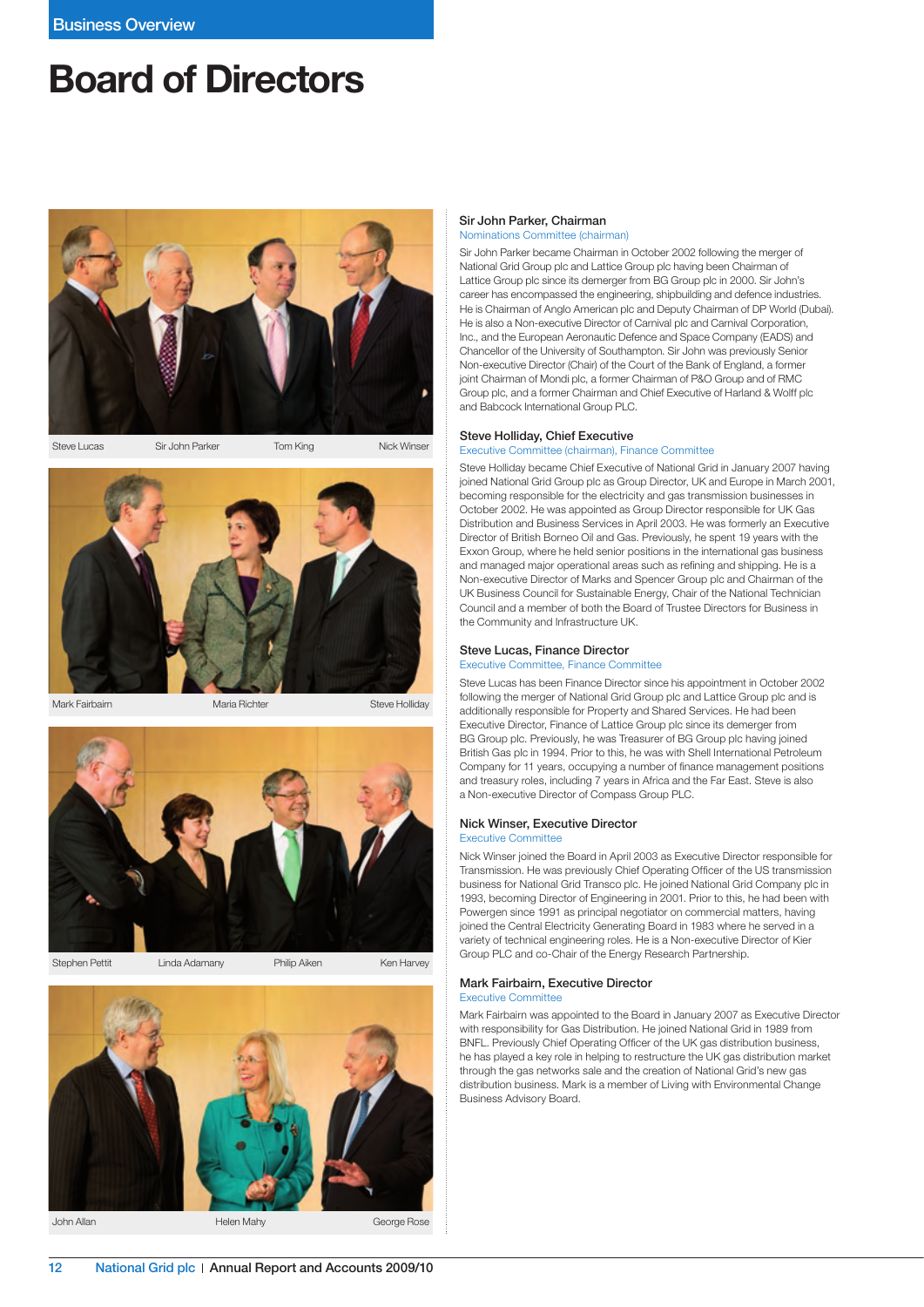# Board of Directors

Steve Lucas Sir John Parker Tom King Nick Winser

Mark Fairbairn Maria Richter Steve Holliday

Stephen Pettit Linda Adamany Philip Aiken Ken Harvey

John Allan Helen Mahy George Rose

### Sir John Parker, Chairman

Nominations Committee (chairman)

Sir John Parker became Chairman in October 2002 following the merger of National Grid Group plc and Lattice Group plc having been Chairman of Lattice Group plc since its demerger from BG Group plc in 2000. Sir John's career has encompassed the engineering, shipbuilding and defence industries. He is Chairman of Anglo American plc and Deputy Chairman of DP World (Dubai). He is also a Non-executive Director of Carnival plc and Carnival Corporation, Inc., and the European Aeronautic Defence and Space Company (EADS) and Chancellor of the University of Southampton. Sir John was previously Senior Non-executive Director (Chair) of the Court of the Bank of England, a former joint Chairman of Mondi plc, a former Chairman of P&O Group and of RMC Group plc, and a former Chairman and Chief Executive of Harland & Wolff plc and Babcock International Group PLC.

### Steve Holliday, Chief Executive

Executive Committee (chairman), Finance Committee

Steve Holliday became Chief Executive of National Grid in January 2007 having joined National Grid Group plc as Group Director, UK and Europe in March 2001, becoming responsible for the electricity and gas transmission businesses in October 2002. He was appointed as Group Director responsible for UK Gas Distribution and Business Services in April 2003. He was formerly an Executive Director of British Borneo Oil and Gas. Previously, he spent 19 years with the Exxon Group, where he held senior positions in the international gas business and managed major operational areas such as refining and shipping. He is a Non-executive Director of Marks and Spencer Group plc and Chairman of the UK Business Council for Sustainable Energy, Chair of the National Technician Council and a member of both the Board of Trustee Directors for Business in the Community and Infrastructure UK.

### Steve Lucas, Finance Director

Executive Committee, Finance Committee

Steve Lucas has been Finance Director since his appointment in October 2002 following the merger of National Grid Group plc and Lattice Group plc and is additionally responsible for Property and Shared Services. He had been Executive Director, Finance of Lattice Group plc since its demerger from BG Group plc. Previously, he was Treasurer of BG Group plc having joined British Gas plc in 1994. Prior to this, he was with Shell International Petroleum Company for 11 years, occupying a number of finance management positions and treasury roles, including 7 years in Africa and the Far East. Steve is also a Non-executive Director of Compass Group PLC.

### Nick Winser, Executive Director

Executive Committee

Nick Winser joined the Board in April 2003 as Executive Director responsible for Transmission. He was previously Chief Operating Officer of the US transmission business for National Grid Transco plc. He joined National Grid Company plc in 1993, becoming Director of Engineering in 2001. Prior to this, he had been with Powergen since 1991 as principal negotiator on commercial matters, having joined the Central Electricity Generating Board in 1983 where he served in a variety of technical engineering roles. He is a Non-executive Director of Kier Group PLC and co-Chair of the Energy Research Partnership.

### Mark Fairbairn, Executive Director

Executive Committee

Mark Fairbairn was appointed to the Board in January 2007 as Executive Director with responsibility for Gas Distribution. He joined National Grid in 1989 from BNFL. Previously Chief Operating Officer of the UK gas distribution business, he has played a key role in helping to restructure the UK gas distribution market through the gas networks sale and the creation of National Grid's new gas distribution business. Mark is a member of Living with Environmental Change Business Advisory Board.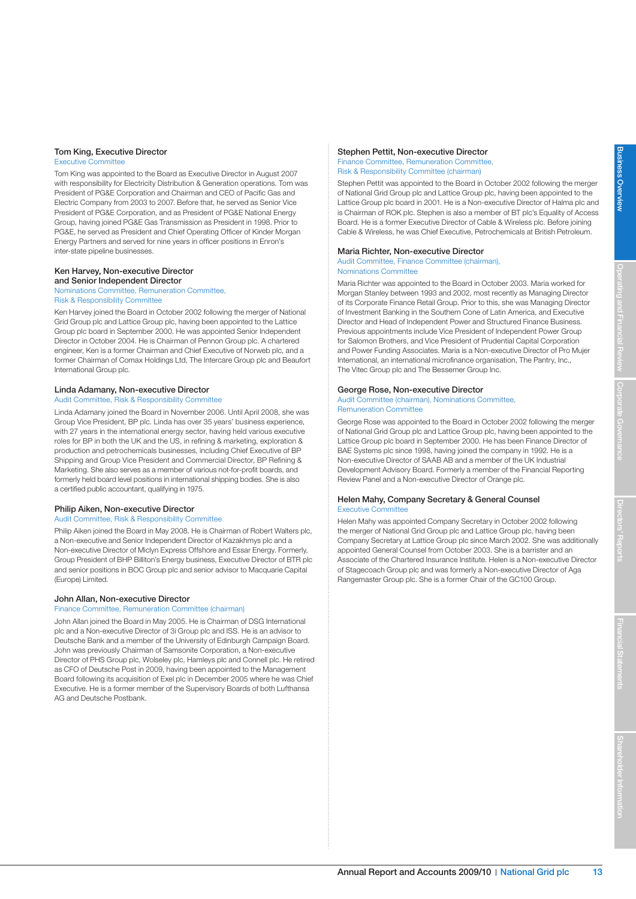### Tom King, Executive Director

Executive Committee

Tom King was appointed to the Board as Executive Director in August 2007 with responsibility for Electricity Distribution & Generation operations. Tom was President of PG&E Corporation and Chairman and CEO of Pacific Gas and Electric Company from 2003 to 2007. Before that, he served as Senior Vice President of PG&E Corporation, and as President of PG&E National Energy Group, having joined PG&E Gas Transmission as President in 1998. Prior to PG&E, he served as President and Chief Operating Officer of Kinder Morgan Energy Partners and served for nine years in officer positions in Enron's inter-state pipeline businesses.

### Ken Harvey, Non-executive Director and Senior Independent Director

Nominations Committee, Remuneration Committee, Risk & Responsibility Committee

Ken Harvey joined the Board in October 2002 following the merger of National Grid Group plc and Lattice Group plc, having been appointed to the Lattice Group plc board in September 2000. He was appointed Senior Independent Director in October 2004. He is Chairman of Pennon Group plc. A chartered engineer, Ken is a former Chairman and Chief Executive of Norweb plc, and a former Chairman of Comax Holdings Ltd, The Intercare Group plc and Beaufort International Group plc.

### Linda Adamany, Non-executive Director

Audit Committee, Risk & Responsibility Committee

Linda Adamany joined the Board in November 2006. Until April 2008, she was Group Vice President, BP plc. Linda has over 35 years' business experience, with 27 years in the international energy sector, having held various executive roles for BP in both the UK and the US, in refining & marketing, exploration & production and petrochemicals businesses, including Chief Executive of BP Shipping and Group Vice President and Commercial Director, BP Refining & Marketing. She also serves as a member of various not-for-profit boards, and formerly held board level positions in international shipping bodies. She is also a certified public accountant, qualifying in 1975.

### Philip Aiken, Non-executive Director

Audit Committee, Risk & Responsibility Committee

Philip Aiken joined the Board in May 2008. He is Chairman of Robert Walters plc, a Non-executive and Senior Independent Director of Kazakhmys plc and a Non-executive Director of Miclyn Express Offshore and Essar Energy. Formerly, Group President of BHP Billiton's Energy business, Executive Director of BTR plc and senior positions in BOC Group plc and senior advisor to Macquarie Capital (Europe) Limited.

### John Allan, Non-executive Director

Finance Committee, Remuneration Committee (chairman)

John Allan joined the Board in May 2005. He is Chairman of DSG International plc and a Non-executive Director of 3i Group plc and ISS. He is an advisor to Deutsche Bank and a member of the University of Edinburgh Campaign Board. John was previously Chairman of Samsonite Corporation, a Non-executive Director of PHS Group plc, Wolseley plc, Hamleys plc and Connell plc. He retired as CFO of Deutsche Post in 2009, having been appointed to the Management Board following its acquisition of Exel plc in December 2005 where he was Chief Executive. He is a former member of the Supervisory Boards of both Lufthansa AG and Deutsche Postbank.

### Stephen Pettit, Non-executive Director

Finance Committee, Remuneration Committee, Risk & Responsibility Committee (chairman)

Stephen Pettit was appointed to the Board in October 2002 following the merger of National Grid Group plc and Lattice Group plc, having been appointed to the Lattice Group plc board in 2001. He is a Non-executive Director of Halma plc and is Chairman of ROK plc. Stephen is also a member of BT plc's Equality of Access Board. He is a former Executive Director of Cable & Wireless plc. Before joining Cable & Wireless, he was Chief Executive, Petrochemicals at British Petroleum.

### Maria Richter, Non-executive Director

Audit Committee, Finance Committee (chairman), Nominations Committee

Maria Richter was appointed to the Board in October 2003. Maria worked for Morgan Stanley between 1993 and 2002, most recently as Managing Director of its Corporate Finance Retail Group. Prior to this, she was Managing Director of Investment Banking in the Southern Cone of Latin America, and Executive Director and Head of Independent Power and Structured Finance Business. Previous appointments include Vice President of Independent Power Group for Salomon Brothers, and Vice President of Prudential Capital Corporation and Power Funding Associates. Maria is a Non-executive Director of Pro Mujer International, an international microfinance organisation, The Pantry, Inc., The Vitec Group plc and The Bessemer Group Inc.

### George Rose, Non-executive Director

Audit Committee (chairman), Nominations Committee, Remuneration Committee

George Rose was appointed to the Board in October 2002 following the merger of National Grid Group plc and Lattice Group plc, having been appointed to the Lattice Group plc board in September 2000. He has been Finance Director of BAE Systems plc since 1998, having joined the company in 1992. He is a Non-executive Director of SAAB AB and a member of the UK Industrial Development Advisory Board. Formerly a member of the Financial Reporting Review Panel and a Non-executive Director of Orange plc.

### Helen Mahy, Company Secretary & General Counsel

Executive Committee

Helen Mahy was appointed Company Secretary in October 2002 following the merger of National Grid Group plc and Lattice Group plc, having been Company Secretary at Lattice Group plc since March 2002. She was additionally appointed General Counsel from October 2003. She is a barrister and an Associate of the Chartered Insurance Institute. Helen is a Non-executive Director of Stagecoach Group plc and was formerly a Non-executive Director of Aga Rangemaster Group plc. She is a former Chair of the GC100 Group.